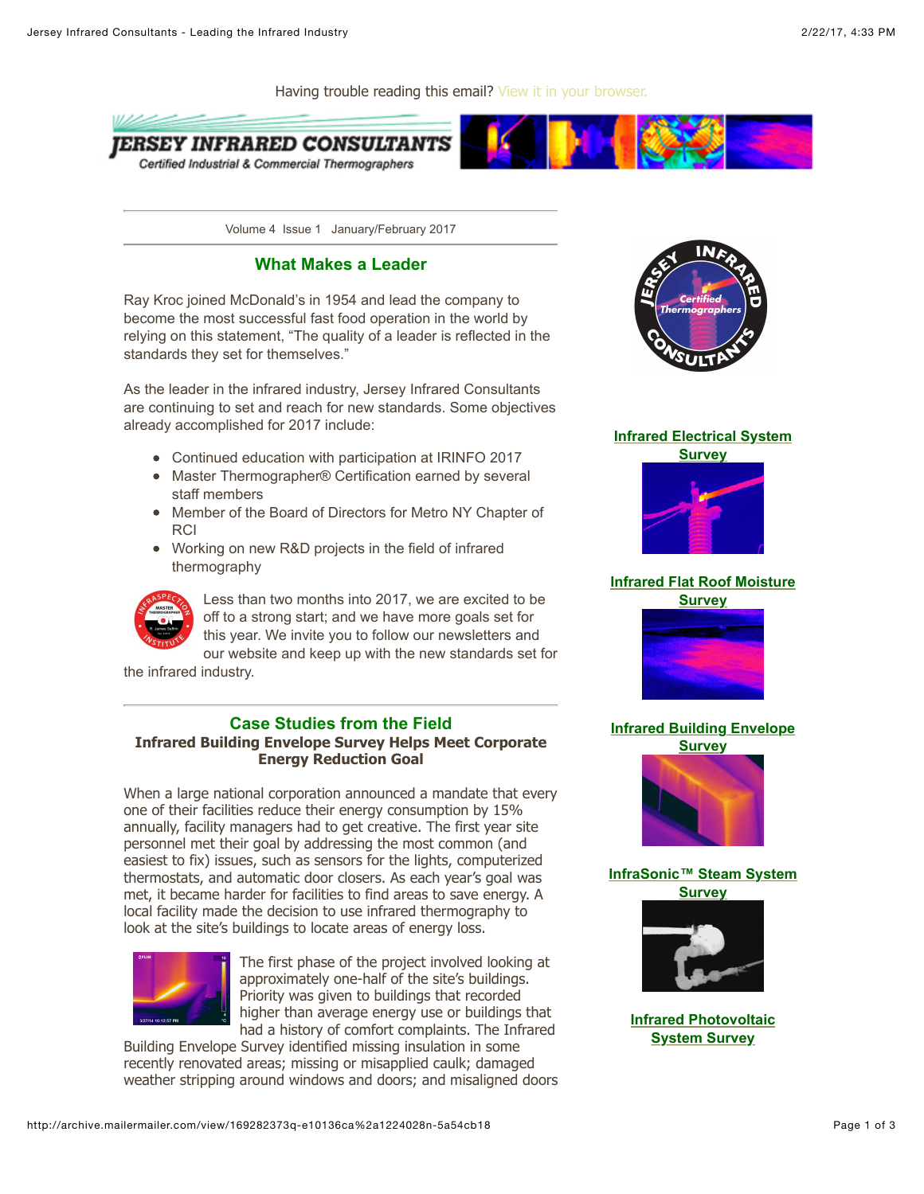Having trouble reading this email? View it in your browser.

# JERSEY INFRARED CONSULTANTS

*Certified Industrial & Commercial Thermographers*

Volume 4 Issue 1 January/February 2017

## What Makes a Leader

Ray Kroc joined McDonald's in 1954 and lead the company to become the most successful fast food operation in the world by relying on this statement, "The quality of a leader is reflected in the standards they set for themselves."

As the leader in the infrared industry, Jersey Infrared Consultants are continuing to set and reach for new standards. Some objectives already accomplished for 2017 include:

- Continued education with participation at IRINFO 2017
- Master Thermographer® Certification earned by several staff members
- Member of the Board of Directors for Metro NY Chapter of RCI
- Working on new R&D projects in the field of infrared thermography

Less than two months into 2017, we are excited to be off to a strong start; and we have more goals set for this year. We invite you to follow our newsletters and our website and keep up with the new standards set for the infrared industry.

## Case Studies from the Field

### Infrared Building Envelope Survey Helps Meet Corporate Energy Reduction Goal

When a large national corporation announced a mandate that every one of their facilities reduce their energy consumption by 15% annually, facility managers had to get creative. The first year site personnel met their goal by addressing the most common (and easiest to fix) issues, such as sensors for the lights, computerized thermostats, and automatic door closers. As each year's goal was met, it became harder for facilities to find areas to save energy. A local facility made the decision to use infrared thermography to look at the site's buildings to locate areas of energy loss.

The first phase of the project involved looking at approximately one-half of the site's buildings. Priority was given to buildings that recorded higher than average energy use or buildings that had a history of comfort complaints. The Infrared Building Envelope Survey identified missing insulation in some recently renovated areas; missing or misapplied caulk; damaged weather stripping around windows and doors; and misaligned doors

**Infrared Electrical System Survey**

**Infrared Flat Roof Moisture Survey**

**Infrared Building Envelope Survey**

**InfraSonic™ Steam System Survey**

**Infrared Photovoltaic System Survey**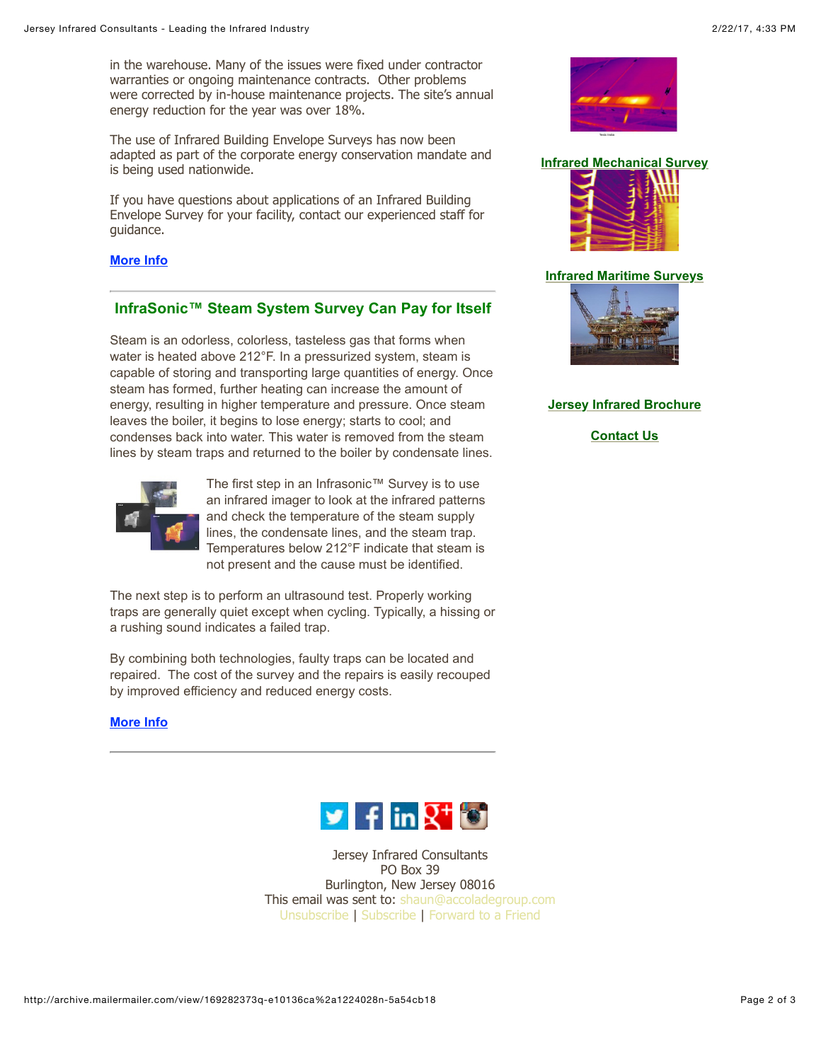in the warehouse. Many of the issues were fixed under contractor warranties or ongoing maintenance contracts. Other problems were corrected by in-house maintenance projects. The site's annual energy reduction for the year was over 18%.

The use of Infrared Building Envelope Surveys has now been adapted as part of the corporate energy conservation mandate and is being used nationwide.

If you have questions about applications of an Infrared Building Envelope Survey for your facility, contact our experienced staff for guidance.

**More Info**

---

## InfraSonic™ Steam System Survey Can Pay for Itself

Steam is an odorless, colorless, tasteless gas that forms when water is heated above 212°F. In a pressurized system, steam is capable of storing and transporting large quantities of energy. Once steam has formed, further heating can increase the amount of energy, resulting in higher temperature and pressure. Once steam leaves the boiler, it begins to lose energy; starts to cool; and condenses back into water. This water is removed from the steam lines by steam traps and returned to the boiler by condensate lines.

The first step in an Infrasonic™ Survey is to use an infrared imager to look at the infrared patterns and check the temperature of the steam supply lines, the condensate lines, and the steam trap. Temperatures below 212°F indicate that steam is not present and the cause must be identified.

The next step is to perform an ultrasound test. Properly working traps are generally quiet except when cycling. Typically, a hissing or a rushing sound indicates a failed trap.

By combining both technologies, faulty traps can be located and repaired. The cost of the survey and the repairs is easily recouped by improved efficiency and reduced energy costs.

**More Info**

---

**Infrared Mechanical Survey**

**Infrared Maritime Surveys**

**Jersey Infrared Brochure**

**Contact Us**

Jersey Infrared Consultants
PO Box 39
Burlington, New Jersey 08016
This email was sent to: shaun@accoladegroup.com
Unsubscribe | Subscribe | Forward to a Friend